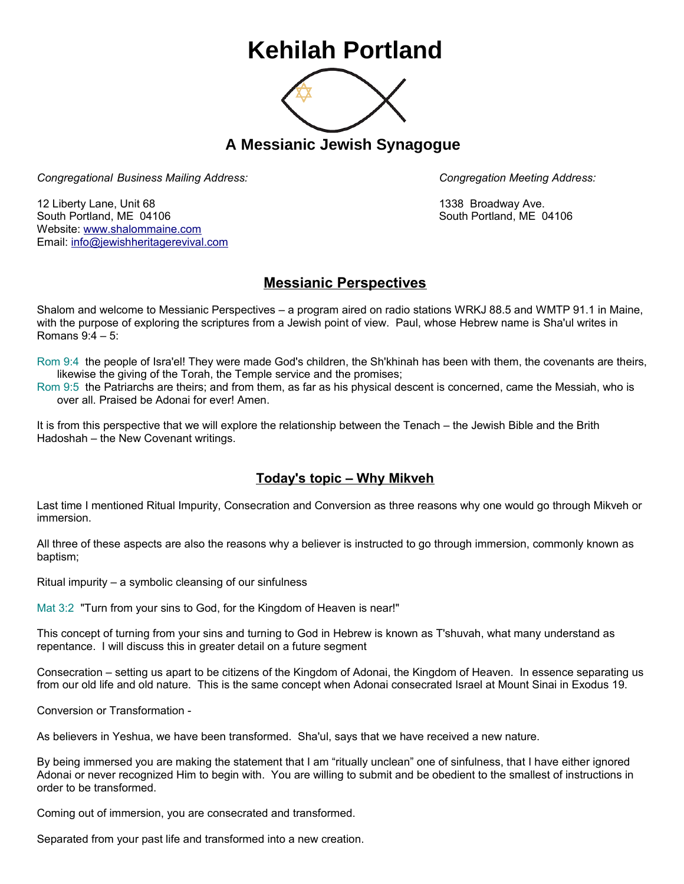# Kehilah Portland

## A Messianic Jewish Synagogue

*Congregational Business Mailing Address:*

12 Liberty Lane, Unit 68
South Portland, ME 04106
Website: www.shalommaine.com
Email: info@jewishheritagerevival.com

*Congregation Meeting Address:*

1338 Broadway Ave.
South Portland, ME 04106

## Messianic Perspectives

Shalom and welcome to Messianic Perspectives – a program aired on radio stations WRKJ 88.5 and WMTP 91.1 in Maine, with the purpose of exploring the scriptures from a Jewish point of view. Paul, whose Hebrew name is Sha'ul writes in Romans 9:4 – 5:

Rom 9:4 the people of Isra'el! They were made God's children, the Sh'khinah has been with them, the covenants are theirs, likewise the giving of the Torah, the Temple service and the promises;
Rom 9:5 the Patriarchs are theirs; and from them, as far as his physical descent is concerned, came the Messiah, who is over all. Praised be Adonai for ever! Amen.

It is from this perspective that we will explore the relationship between the Tenach – the Jewish Bible and the Brith Hadoshah – the New Covenant writings.

## Today's topic – Why Mikveh

Last time I mentioned Ritual Impurity, Consecration and Conversion as three reasons why one would go through Mikveh or immersion.

All three of these aspects are also the reasons why a believer is instructed to go through immersion, commonly known as baptism;

Ritual impurity – a symbolic cleansing of our sinfulness

Mat 3:2 "Turn from your sins to God, for the Kingdom of Heaven is near!"

This concept of turning from your sins and turning to God in Hebrew is known as T'shuvah, what many understand as repentance. I will discuss this in greater detail on a future segment

Consecration – setting us apart to be citizens of the Kingdom of Adonai, the Kingdom of Heaven. In essence separating us from our old life and old nature. This is the same concept when Adonai consecrated Israel at Mount Sinai in Exodus 19.

Conversion or Transformation -

As believers in Yeshua, we have been transformed. Sha'ul, says that we have received a new nature.

By being immersed you are making the statement that I am "ritually unclean" one of sinfulness, that I have either ignored Adonai or never recognized Him to begin with. You are willing to submit and be obedient to the smallest of instructions in order to be transformed.

Coming out of immersion, you are consecrated and transformed.

Separated from your past life and transformed into a new creation.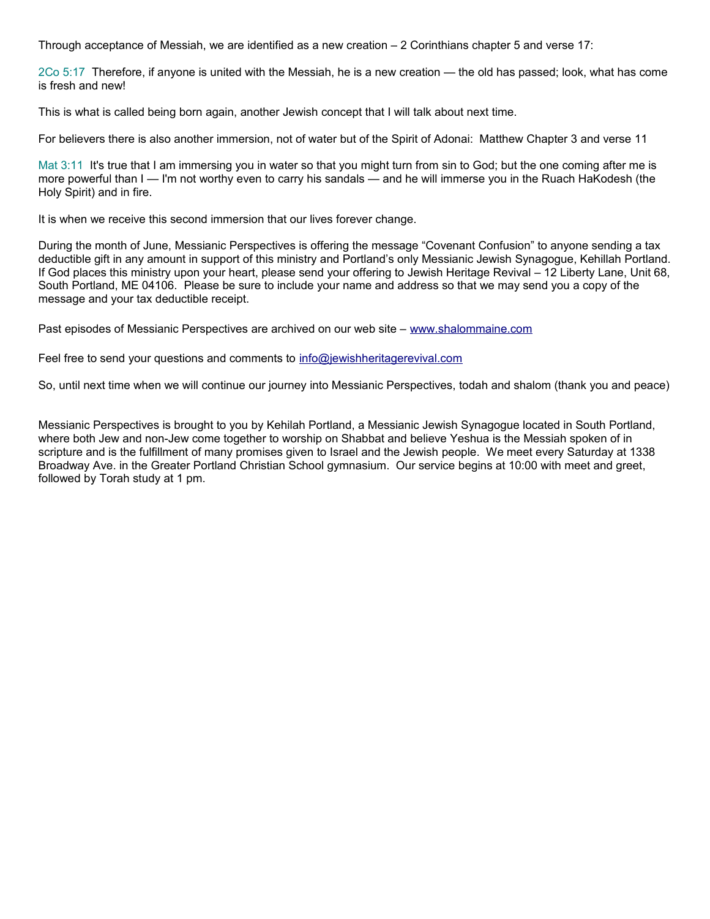Through acceptance of Messiah, we are identified as a new creation – 2 Corinthians chapter 5 and verse 17:

2Co 5:17 Therefore, if anyone is united with the Messiah, he is a new creation — the old has passed; look, what has come is fresh and new!

This is what is called being born again, another Jewish concept that I will talk about next time.

For believers there is also another immersion, not of water but of the Spirit of Adonai: Matthew Chapter 3 and verse 11

Mat 3:11 It's true that I am immersing you in water so that you might turn from sin to God; but the one coming after me is more powerful than I — I'm not worthy even to carry his sandals — and he will immerse you in the Ruach HaKodesh (the Holy Spirit) and in fire.

It is when we receive this second immersion that our lives forever change.

During the month of June, Messianic Perspectives is offering the message "Covenant Confusion" to anyone sending a tax deductible gift in any amount in support of this ministry and Portland's only Messianic Jewish Synagogue, Kehillah Portland. If God places this ministry upon your heart, please send your offering to Jewish Heritage Revival – 12 Liberty Lane, Unit 68, South Portland, ME 04106. Please be sure to include your name and address so that we may send you a copy of the message and your tax deductible receipt.

Past episodes of Messianic Perspectives are archived on our web site – www.shalommaine.com

Feel free to send your questions and comments to info@jewishheritagerevival.com

So, until next time when we will continue our journey into Messianic Perspectives, todah and shalom (thank you and peace)

Messianic Perspectives is brought to you by Kehilah Portland, a Messianic Jewish Synagogue located in South Portland, where both Jew and non-Jew come together to worship on Shabbat and believe Yeshua is the Messiah spoken of in scripture and is the fulfillment of many promises given to Israel and the Jewish people. We meet every Saturday at 1338 Broadway Ave. in the Greater Portland Christian School gymnasium. Our service begins at 10:00 with meet and greet, followed by Torah study at 1 pm.